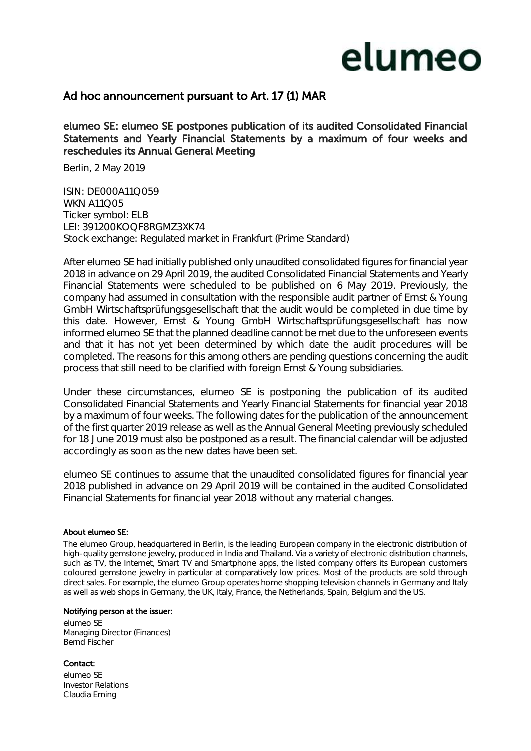elumeo

## Ad hoc announcement pursuant to Art. 17 (1) MAR

### elumeo SE: elumeo SE postpones publication of its audited Consolidated Financial Statements and Yearly Financial Statements by a maximum of four weeks and reschedules its Annual General Meeting

Berlin, 2 May 2019

ISIN: DE000A11Q059
WKN A11Q05
Ticker symbol: ELB
LEI: 391200KOQF8RGMZ3XK74
Stock exchange: Regulated market in Frankfurt (Prime Standard)

After elumeo SE had initially published only unaudited consolidated figures for financial year 2018 in advance on 29 April 2019, the audited Consolidated Financial Statements and Yearly Financial Statements were scheduled to be published on 6 May 2019. Previously, the company had assumed in consultation with the responsible audit partner of Ernst & Young GmbH Wirtschaftsprüfungsgesellschaft that the audit would be completed in due time by this date. However, Ernst & Young GmbH Wirtschaftsprüfungsgesellschaft has now informed elumeo SE that the planned deadline cannot be met due to the unforeseen events and that it has not yet been determined by which date the audit procedures will be completed. The reasons for this among others are pending questions concerning the audit process that still need to be clarified with foreign Ernst & Young subsidiaries.

Under these circumstances, elumeo SE is postponing the publication of its audited Consolidated Financial Statements and Yearly Financial Statements for financial year 2018 by a maximum of four weeks. The following dates for the publication of the announcement of the first quarter 2019 release as well as the Annual General Meeting previously scheduled for 18 June 2019 must also be postponed as a result. The financial calendar will be adjusted accordingly as soon as the new dates have been set.

elumeo SE continues to assume that the unaudited consolidated figures for financial year 2018 published in advance on 29 April 2019 will be contained in the audited Consolidated Financial Statements for financial year 2018 without any material changes.

**About elumeo SE:**

The elumeo Group, headquartered in Berlin, is the leading European company in the electronic distribution of high-quality gemstone jewelry, produced in India and Thailand. Via a variety of electronic distribution channels, such as TV, the Internet, Smart TV and Smartphone apps, the listed company offers its European customers coloured gemstone jewelry in particular at comparatively low prices. Most of the products are sold through direct sales. For example, the elumeo Group operates home shopping television channels in Germany and Italy as well as web shops in Germany, the UK, Italy, France, the Netherlands, Spain, Belgium and the US.

**Notifying person at the issuer:**

elumeo SE
Managing Director (Finances)
Bernd Fischer

**Contact:**

elumeo SE
Investor Relations
Claudia Erning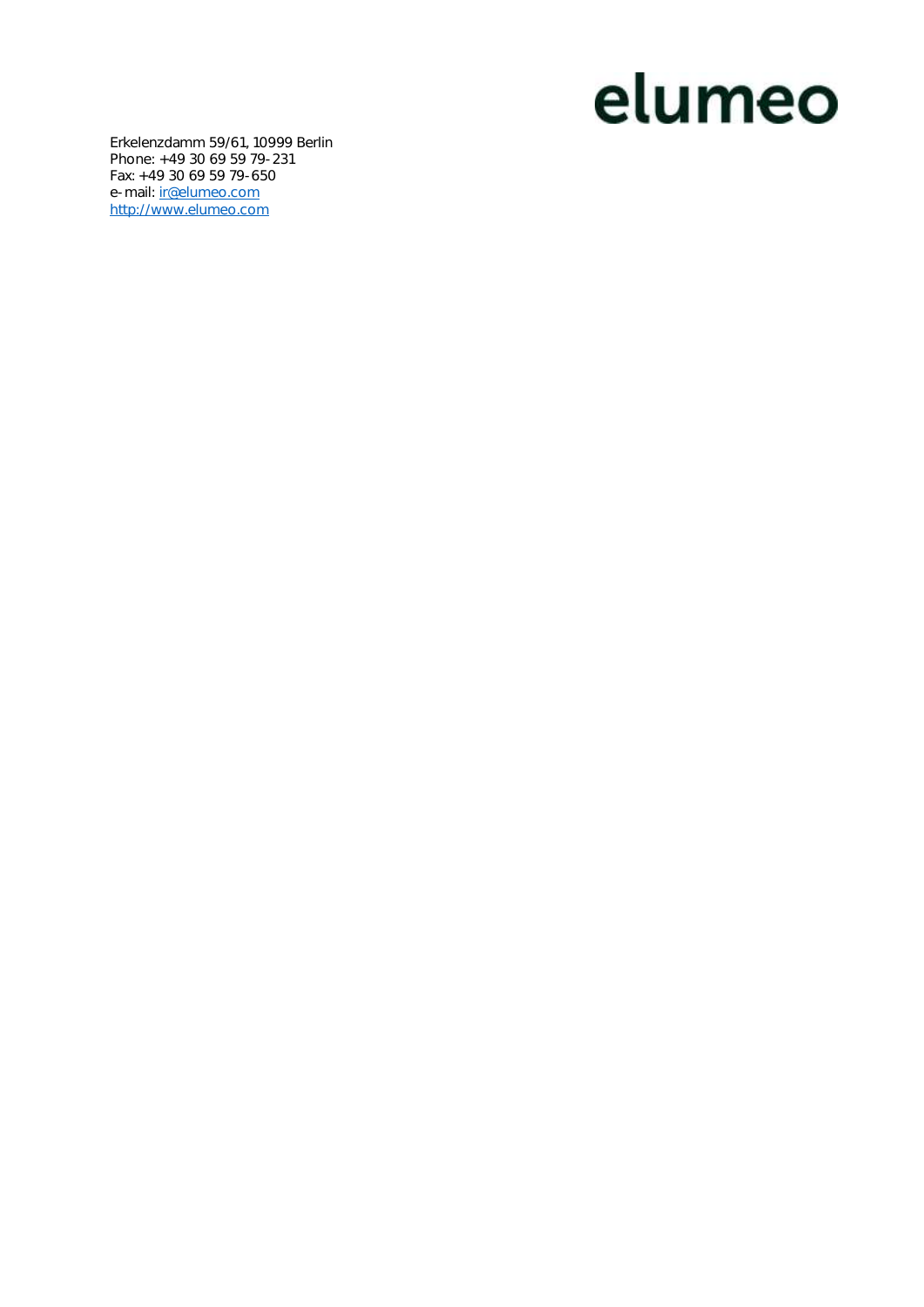elumeo

Erkelenzdamm 59/61, 10999 Berlin
Phone: +49 30 69 59 79-231
Fax: +49 30 69 59 79-650
e-mail: ir@elumeo.com
http://www.elumeo.com